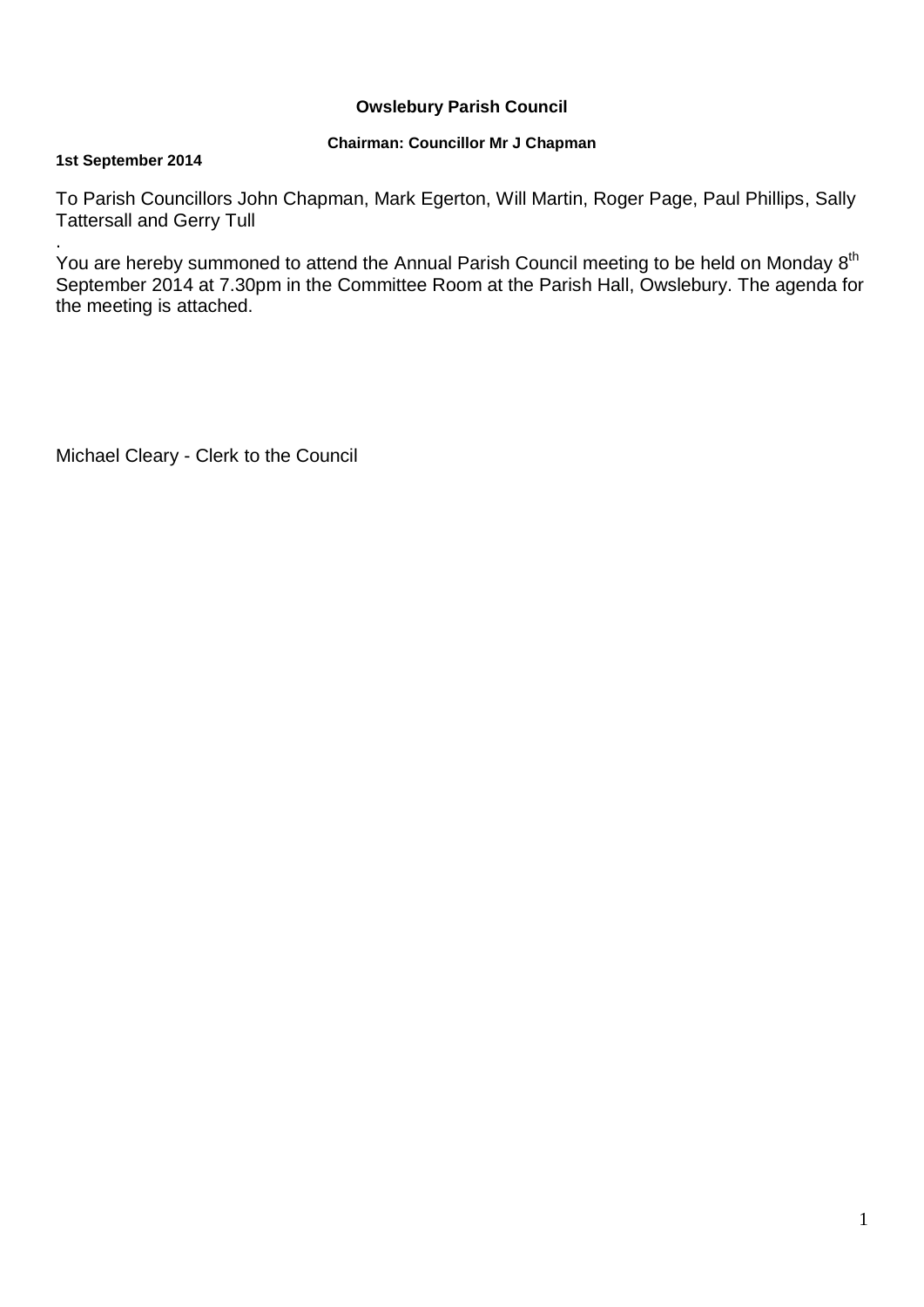**Owslebury Parish Council**

**Chairman: Councillor Mr J Chapman**

**1st September 2014**

To Parish Councillors John Chapman, Mark Egerton, Will Martin, Roger Page, Paul Phillips, Sally Tattersall and Gerry Tull

.

You are hereby summoned to attend the Annual Parish Council meeting to be held on Monday 8th September 2014 at 7.30pm in the Committee Room at the Parish Hall, Owslebury. The agenda for the meeting is attached.

Michael Cleary - Clerk to the Council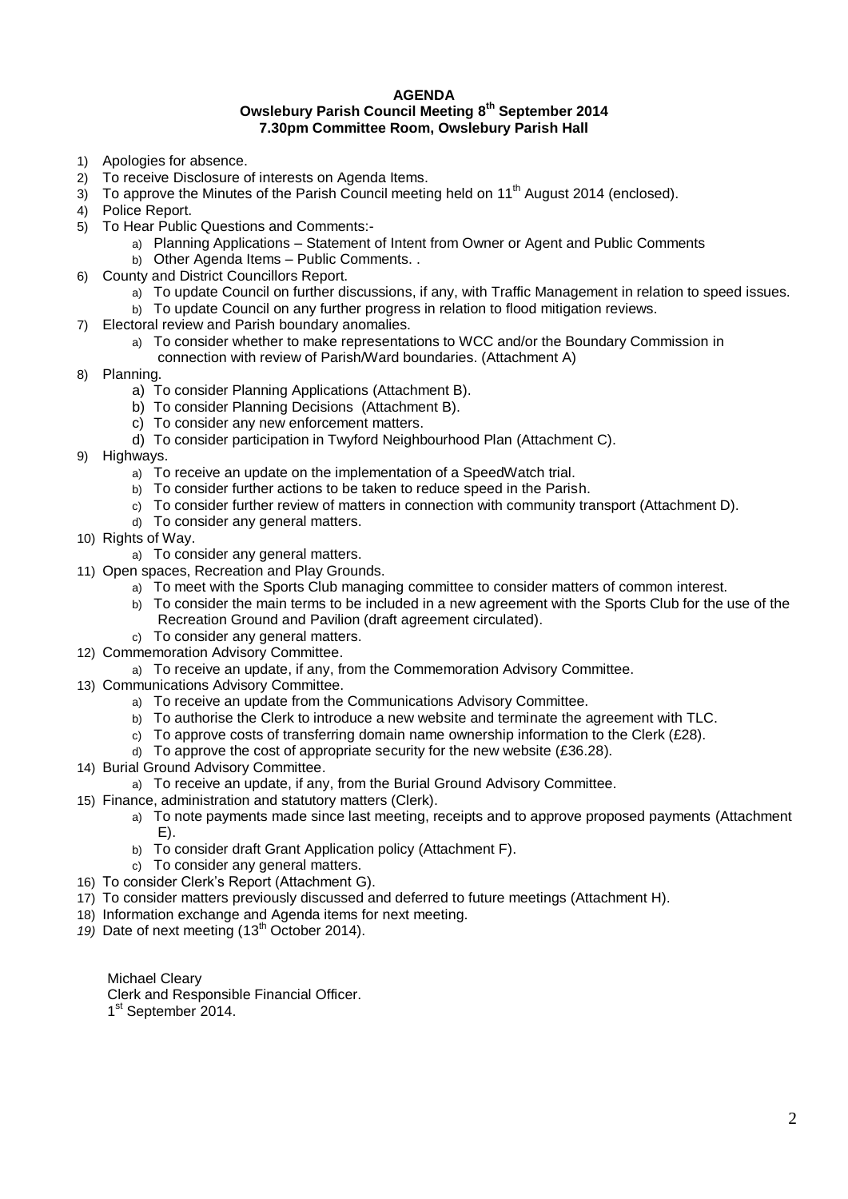# AGENDA

## Owslebury Parish Council Meeting 8th September 2014

## 7.30pm Committee Room, Owslebury Parish Hall

1) Apologies for absence.
2) To receive Disclosure of interests on Agenda Items.
3) To approve the Minutes of the Parish Council meeting held on 11th August 2014 (enclosed).
4) Police Report.
5) To Hear Public Questions and Comments:-
   a) Planning Applications – Statement of Intent from Owner or Agent and Public Comments
   b) Other Agenda Items – Public Comments. .
6) County and District Councillors Report.
   a) To update Council on further discussions, if any, with Traffic Management in relation to speed issues.
   b) To update Council on any further progress in relation to flood mitigation reviews.
7) Electoral review and Parish boundary anomalies.
   a) To consider whether to make representations to WCC and/or the Boundary Commission in connection with review of Parish/Ward boundaries. (Attachment A)
8) Planning.
   a) To consider Planning Applications (Attachment B).
   b) To consider Planning Decisions (Attachment B).
   c) To consider any new enforcement matters.
   d) To consider participation in Twyford Neighbourhood Plan (Attachment C).
9) Highways.
   a) To receive an update on the implementation of a SpeedWatch trial.
   b) To consider further actions to be taken to reduce speed in the Parish.
   c) To consider further review of matters in connection with community transport (Attachment D).
   d) To consider any general matters.
10) Rights of Way.
    a) To consider any general matters.
11) Open spaces, Recreation and Play Grounds.
    a) To meet with the Sports Club managing committee to consider matters of common interest.
    b) To consider the main terms to be included in a new agreement with the Sports Club for the use of the Recreation Ground and Pavilion (draft agreement circulated).
    c) To consider any general matters.
12) Commemoration Advisory Committee.
    a) To receive an update, if any, from the Commemoration Advisory Committee.
13) Communications Advisory Committee.
    a) To receive an update from the Communications Advisory Committee.
    b) To authorise the Clerk to introduce a new website and terminate the agreement with TLC.
    c) To approve costs of transferring domain name ownership information to the Clerk (£28).
    d) To approve the cost of appropriate security for the new website (£36.28).
14) Burial Ground Advisory Committee.
    a) To receive an update, if any, from the Burial Ground Advisory Committee.
15) Finance, administration and statutory matters (Clerk).
    a) To note payments made since last meeting, receipts and to approve proposed payments (Attachment E).
    b) To consider draft Grant Application policy (Attachment F).
    c) To consider any general matters.
16) To consider Clerk's Report (Attachment G).
17) To consider matters previously discussed and deferred to future meetings (Attachment H).
18) Information exchange and Agenda items for next meeting.
19) Date of next meeting (13th October 2014).

Michael Cleary
Clerk and Responsible Financial Officer.
1st September 2014.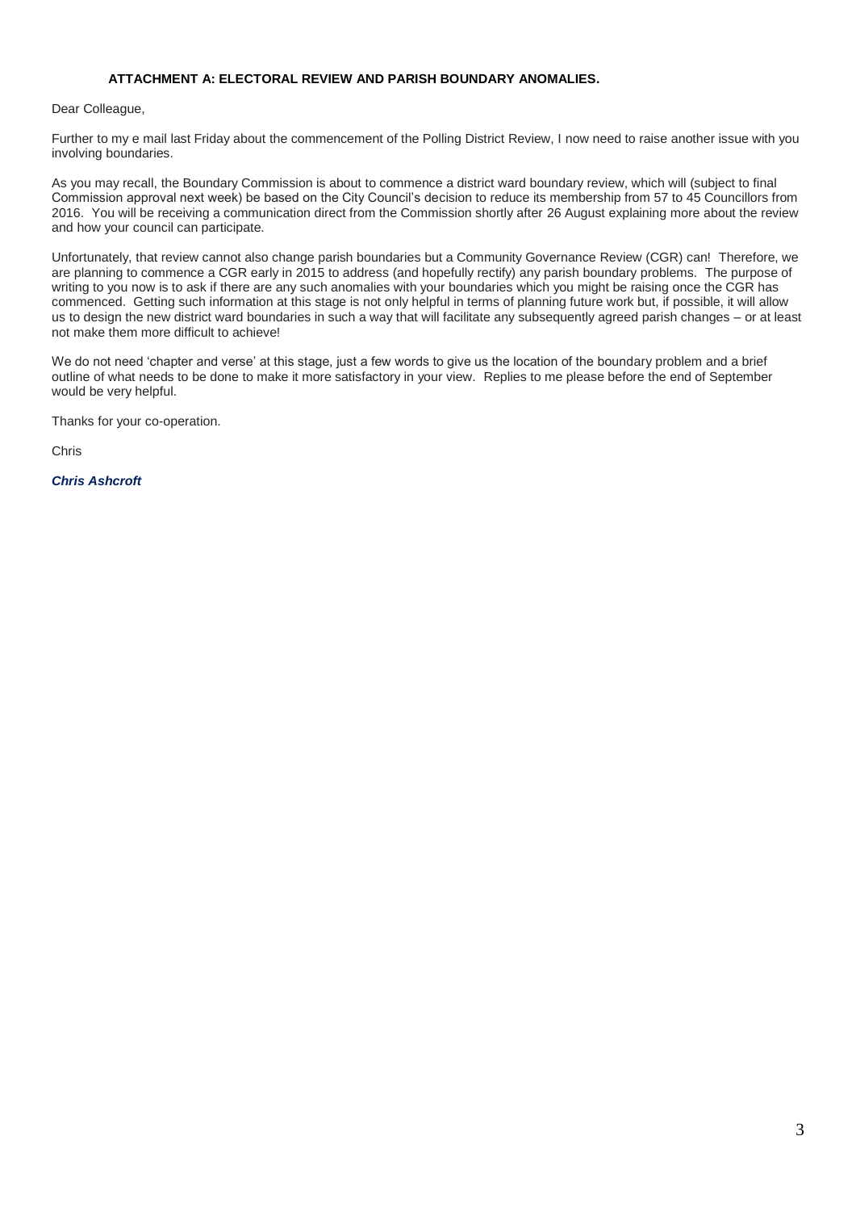**ATTACHMENT A: ELECTORAL REVIEW AND PARISH BOUNDARY ANOMALIES.**

Dear Colleague,

Further to my e mail last Friday about the commencement of the Polling District Review, I now need to raise another issue with you involving boundaries.

As you may recall, the Boundary Commission is about to commence a district ward boundary review, which will (subject to final Commission approval next week) be based on the City Council's decision to reduce its membership from 57 to 45 Councillors from 2016. You will be receiving a communication direct from the Commission shortly after 26 August explaining more about the review and how your council can participate.

Unfortunately, that review cannot also change parish boundaries but a Community Governance Review (CGR) can! Therefore, we are planning to commence a CGR early in 2015 to address (and hopefully rectify) any parish boundary problems. The purpose of writing to you now is to ask if there are any such anomalies with your boundaries which you might be raising once the CGR has commenced. Getting such information at this stage is not only helpful in terms of planning future work but, if possible, it will allow us to design the new district ward boundaries in such a way that will facilitate any subsequently agreed parish changes – or at least not make them more difficult to achieve!

We do not need 'chapter and verse' at this stage, just a few words to give us the location of the boundary problem and a brief outline of what needs to be done to make it more satisfactory in your view. Replies to me please before the end of September would be very helpful.

Thanks for your co-operation.

Chris

***Chris Ashcroft***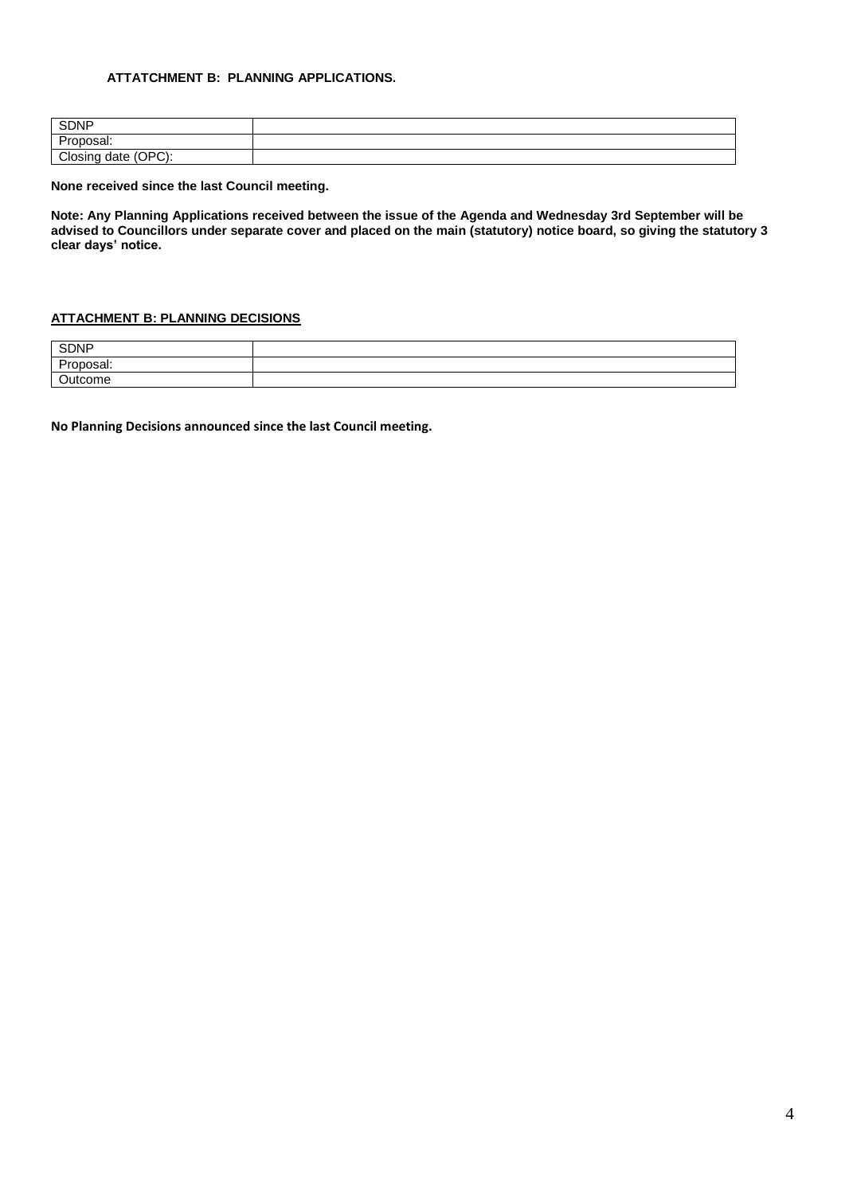**ATTATCHMENT B: PLANNING APPLICATIONS.**

| SDNP | |
|---|---|
| Proposal: | |
| Closing date (OPC): | |

**None received since the last Council meeting.**

**Note: Any Planning Applications received between the issue of the Agenda and Wednesday 3rd September will be advised to Councillors under separate cover and placed on the main (statutory) notice board, so giving the statutory 3 clear days' notice.**

**ATTACHMENT B: PLANNING DECISIONS**

| SDNP | |
|---|---|
| Proposal: | |
| Outcome | |

**No Planning Decisions announced since the last Council meeting.**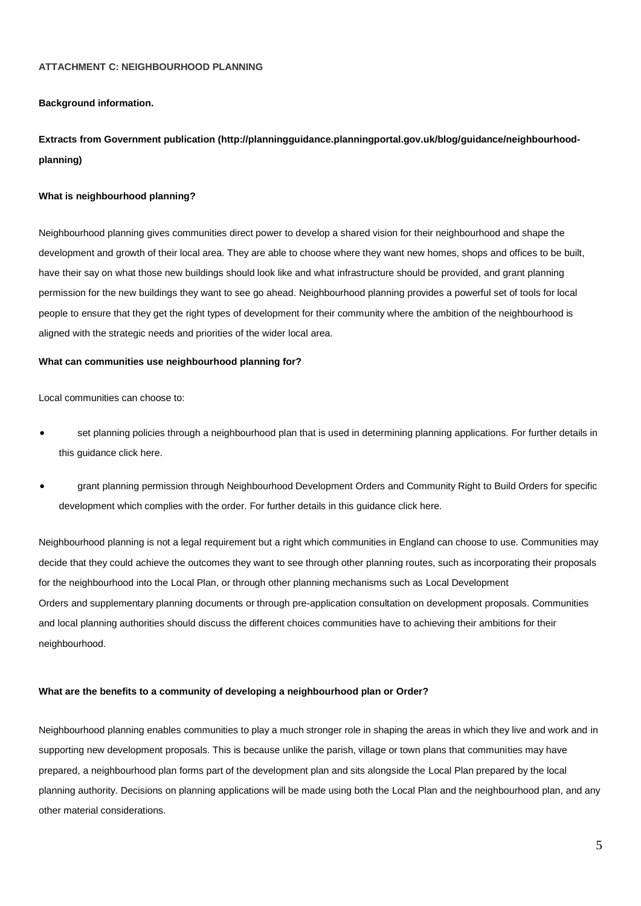**ATTACHMENT C: NEIGHBOURHOOD PLANNING**

**Background information.**

**Extracts from Government publication (http://planningguidance.planningportal.gov.uk/blog/guidance/neighbourhood-planning)**

**What is neighbourhood planning?**

Neighbourhood planning gives communities direct power to develop a shared vision for their neighbourhood and shape the development and growth of their local area. They are able to choose where they want new homes, shops and offices to be built, have their say on what those new buildings should look like and what infrastructure should be provided, and grant planning permission for the new buildings they want to see go ahead. Neighbourhood planning provides a powerful set of tools for local people to ensure that they get the right types of development for their community where the ambition of the neighbourhood is aligned with the strategic needs and priorities of the wider local area.

**What can communities use neighbourhood planning for?**

Local communities can choose to:

- set planning policies through a neighbourhood plan that is used in determining planning applications. For further details in this guidance click here.
- grant planning permission through Neighbourhood Development Orders and Community Right to Build Orders for specific development which complies with the order. For further details in this guidance click here.

Neighbourhood planning is not a legal requirement but a right which communities in England can choose to use. Communities may decide that they could achieve the outcomes they want to see through other planning routes, such as incorporating their proposals for the neighbourhood into the Local Plan, or through other planning mechanisms such as Local Development Orders and supplementary planning documents or through pre-application consultation on development proposals. Communities and local planning authorities should discuss the different choices communities have to achieving their ambitions for their neighbourhood.

**What are the benefits to a community of developing a neighbourhood plan or Order?**

Neighbourhood planning enables communities to play a much stronger role in shaping the areas in which they live and work and in supporting new development proposals. This is because unlike the parish, village or town plans that communities may have prepared, a neighbourhood plan forms part of the development plan and sits alongside the Local Plan prepared by the local planning authority. Decisions on planning applications will be made using both the Local Plan and the neighbourhood plan, and any other material considerations.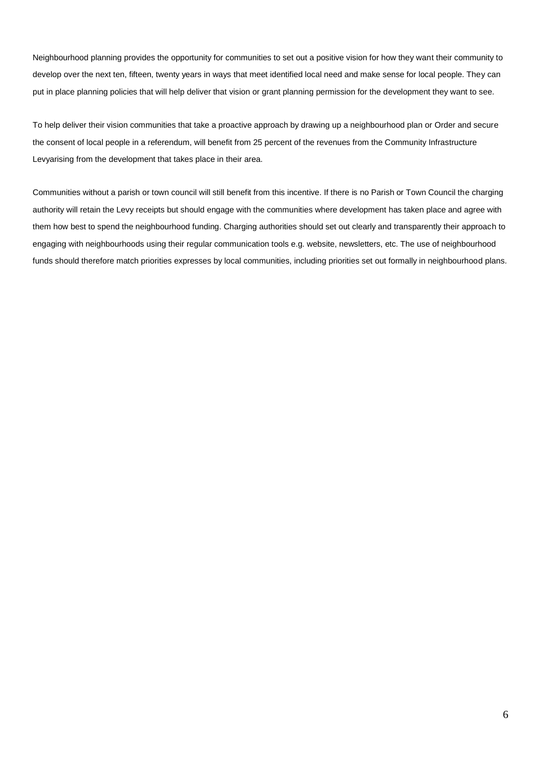Neighbourhood planning provides the opportunity for communities to set out a positive vision for how they want their community to develop over the next ten, fifteen, twenty years in ways that meet identified local need and make sense for local people. They can put in place planning policies that will help deliver that vision or grant planning permission for the development they want to see.

To help deliver their vision communities that take a proactive approach by drawing up a neighbourhood plan or Order and secure the consent of local people in a referendum, will benefit from 25 percent of the revenues from the Community Infrastructure Levyarising from the development that takes place in their area.

Communities without a parish or town council will still benefit from this incentive. If there is no Parish or Town Council the charging authority will retain the Levy receipts but should engage with the communities where development has taken place and agree with them how best to spend the neighbourhood funding. Charging authorities should set out clearly and transparently their approach to engaging with neighbourhoods using their regular communication tools e.g. website, newsletters, etc. The use of neighbourhood funds should therefore match priorities expresses by local communities, including priorities set out formally in neighbourhood plans.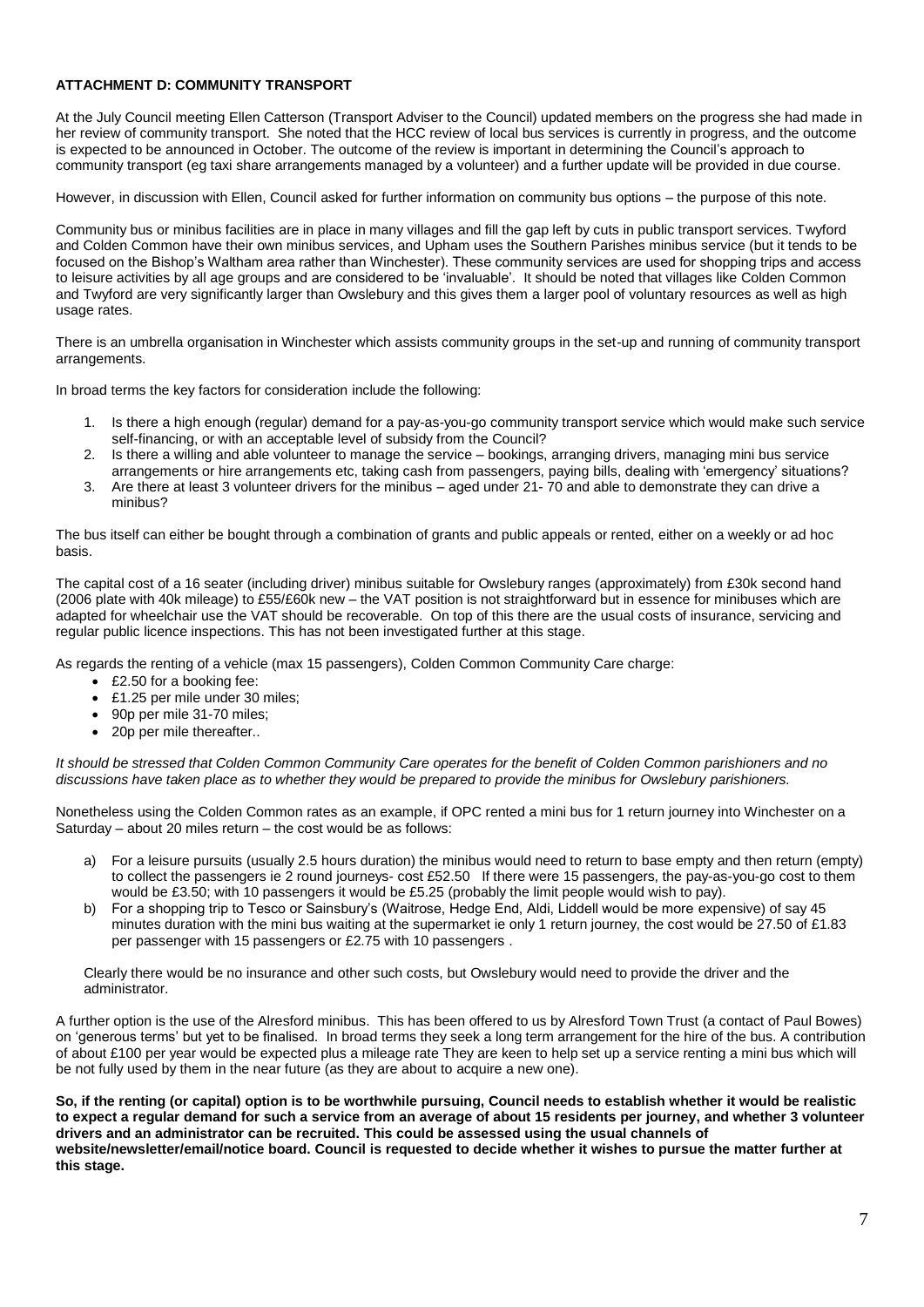**ATTACHMENT D: COMMUNITY TRANSPORT**

At the July Council meeting Ellen Catterson (Transport Adviser to the Council) updated members on the progress she had made in her review of community transport. She noted that the HCC review of local bus services is currently in progress, and the outcome is expected to be announced in October. The outcome of the review is important in determining the Council's approach to community transport (eg taxi share arrangements managed by a volunteer) and a further update will be provided in due course.

However, in discussion with Ellen, Council asked for further information on community bus options – the purpose of this note.

Community bus or minibus facilities are in place in many villages and fill the gap left by cuts in public transport services. Twyford and Colden Common have their own minibus services, and Upham uses the Southern Parishes minibus service (but it tends to be focused on the Bishop's Waltham area rather than Winchester). These community services are used for shopping trips and access to leisure activities by all age groups and are considered to be 'invaluable'. It should be noted that villages like Colden Common and Twyford are very significantly larger than Owslebury and this gives them a larger pool of voluntary resources as well as high usage rates.

There is an umbrella organisation in Winchester which assists community groups in the set-up and running of community transport arrangements.

In broad terms the key factors for consideration include the following:

1. Is there a high enough (regular) demand for a pay-as-you-go community transport service which would make such service self-financing, or with an acceptable level of subsidy from the Council?
2. Is there a willing and able volunteer to manage the service – bookings, arranging drivers, managing mini bus service arrangements or hire arrangements etc, taking cash from passengers, paying bills, dealing with 'emergency' situations?
3. Are there at least 3 volunteer drivers for the minibus – aged under 21- 70 and able to demonstrate they can drive a minibus?

The bus itself can either be bought through a combination of grants and public appeals or rented, either on a weekly or ad hoc basis.

The capital cost of a 16 seater (including driver) minibus suitable for Owslebury ranges (approximately) from £30k second hand (2006 plate with 40k mileage) to £55/£60k new – the VAT position is not straightforward but in essence for minibuses which are adapted for wheelchair use the VAT should be recoverable. On top of this there are the usual costs of insurance, servicing and regular public licence inspections. This has not been investigated further at this stage.

As regards the renting of a vehicle (max 15 passengers), Colden Common Community Care charge:

- £2.50 for a booking fee:
- £1.25 per mile under 30 miles;
- 90p per mile 31-70 miles;
- 20p per mile thereafter..

*It should be stressed that Colden Common Community Care operates for the benefit of Colden Common parishioners and no discussions have taken place as to whether they would be prepared to provide the minibus for Owslebury parishioners.*

Nonetheless using the Colden Common rates as an example, if OPC rented a mini bus for 1 return journey into Winchester on a Saturday – about 20 miles return – the cost would be as follows:

a) For a leisure pursuits (usually 2.5 hours duration) the minibus would need to return to base empty and then return (empty) to collect the passengers ie 2 round journeys- cost £52.50 If there were 15 passengers, the pay-as-you-go cost to them would be £3.50; with 10 passengers it would be £5.25 (probably the limit people would wish to pay).
b) For a shopping trip to Tesco or Sainsbury's (Waitrose, Hedge End, Aldi, Liddell would be more expensive) of say 45 minutes duration with the mini bus waiting at the supermarket ie only 1 return journey, the cost would be 27.50 of £1.83 per passenger with 15 passengers or £2.75 with 10 passengers .

Clearly there would be no insurance and other such costs, but Owslebury would need to provide the driver and the administrator.

A further option is the use of the Alresford minibus. This has been offered to us by Alresford Town Trust (a contact of Paul Bowes) on 'generous terms' but yet to be finalised. In broad terms they seek a long term arrangement for the hire of the bus. A contribution of about £100 per year would be expected plus a mileage rate They are keen to help set up a service renting a mini bus which will be not fully used by them in the near future (as they are about to acquire a new one).

**So, if the renting (or capital) option is to be worthwhile pursuing, Council needs to establish whether it would be realistic to expect a regular demand for such a service from an average of about 15 residents per journey, and whether 3 volunteer drivers and an administrator can be recruited. This could be assessed using the usual channels of website/newsletter/email/notice board. Council is requested to decide whether it wishes to pursue the matter further at this stage.**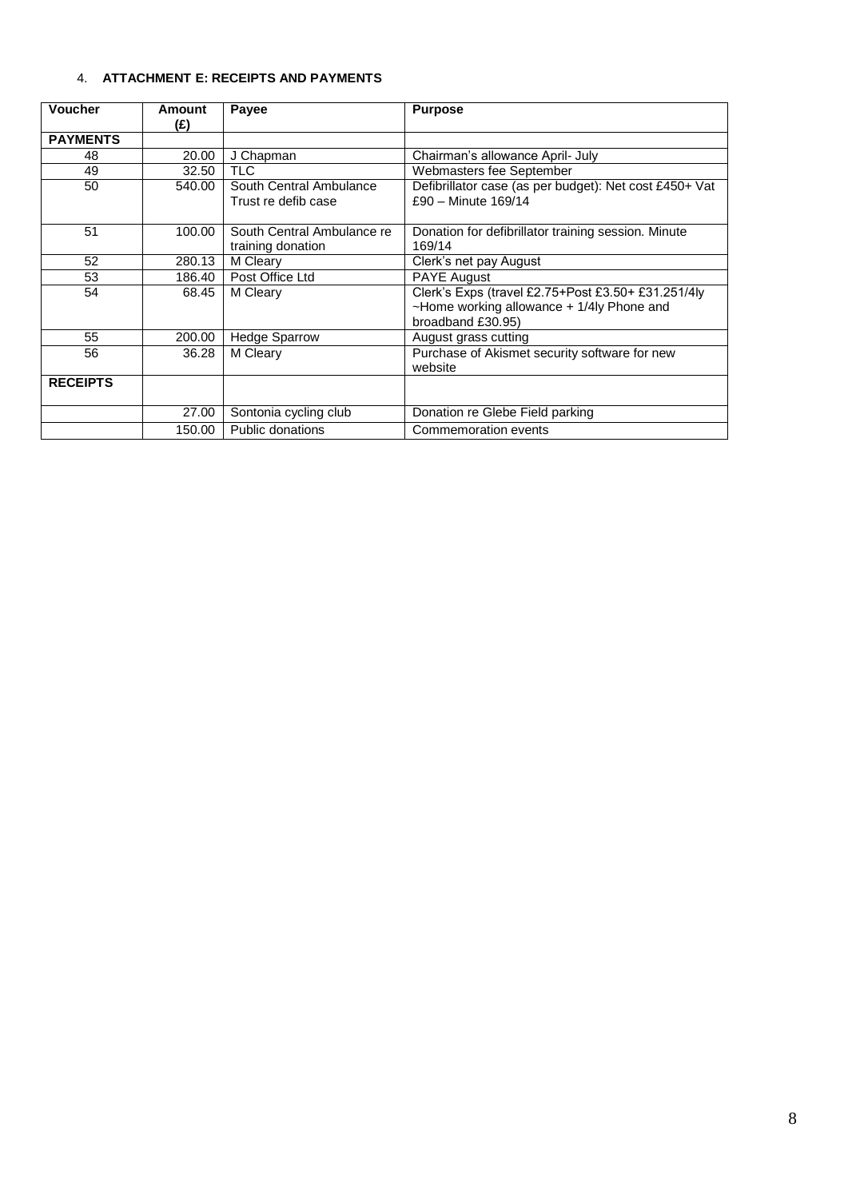4. **ATTACHMENT E: RECEIPTS AND PAYMENTS**

| Voucher | Amount (£) | Payee | Purpose |
|---|---|---|---|
| **PAYMENTS** | | | |
| 48 | 20.00 | J Chapman | Chairman's allowance April- July |
| 49 | 32.50 | TLC | Webmasters fee September |
| 50 | 540.00 | South Central Ambulance Trust re defib case | Defibrillator case (as per budget): Net cost £450+ Vat £90 – Minute 169/14 |
| 51 | 100.00 | South Central Ambulance re training donation | Donation for defibrillator training session. Minute 169/14 |
| 52 | 280.13 | M Cleary | Clerk's net pay August |
| 53 | 186.40 | Post Office Ltd | PAYE August |
| 54 | 68.45 | M Cleary | Clerk's Exps (travel £2.75+Post £3.50+ £31.251/4ly ~Home working allowance + 1/4ly Phone and broadband £30.95) |
| 55 | 200.00 | Hedge Sparrow | August grass cutting |
| 56 | 36.28 | M Cleary | Purchase of Akismet security software for new website |
| **RECEIPTS** | | | |
| | 27.00 | Sontonia cycling club | Donation re Glebe Field parking |
| | 150.00 | Public donations | Commemoration events |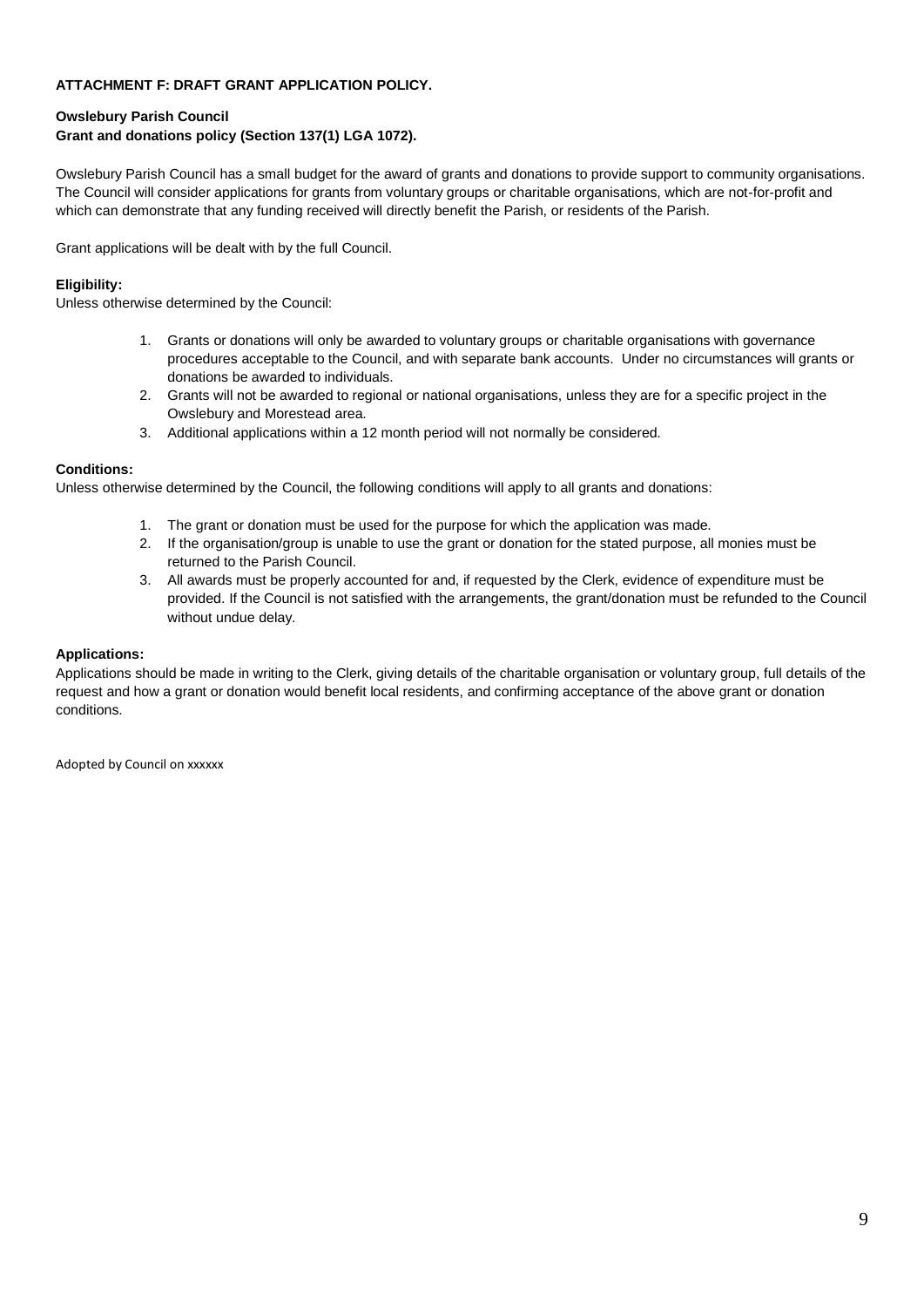**ATTACHMENT F: DRAFT GRANT APPLICATION POLICY.**

**Owslebury Parish Council**
**Grant and donations policy (Section 137(1) LGA 1072).**

Owslebury Parish Council has a small budget for the award of grants and donations to provide support to community organisations. The Council will consider applications for grants from voluntary groups or charitable organisations, which are not-for-profit and which can demonstrate that any funding received will directly benefit the Parish, or residents of the Parish.

Grant applications will be dealt with by the full Council.

**Eligibility:**
Unless otherwise determined by the Council:

1. Grants or donations will only be awarded to voluntary groups or charitable organisations with governance procedures acceptable to the Council, and with separate bank accounts. Under no circumstances will grants or donations be awarded to individuals.
2. Grants will not be awarded to regional or national organisations, unless they are for a specific project in the Owslebury and Morestead area.
3. Additional applications within a 12 month period will not normally be considered.

**Conditions:**
Unless otherwise determined by the Council, the following conditions will apply to all grants and donations:

1. The grant or donation must be used for the purpose for which the application was made.
2. If the organisation/group is unable to use the grant or donation for the stated purpose, all monies must be returned to the Parish Council.
3. All awards must be properly accounted for and, if requested by the Clerk, evidence of expenditure must be provided. If the Council is not satisfied with the arrangements, the grant/donation must be refunded to the Council without undue delay.

**Applications:**
Applications should be made in writing to the Clerk, giving details of the charitable organisation or voluntary group, full details of the request and how a grant or donation would benefit local residents, and confirming acceptance of the above grant or donation conditions.

Adopted by Council on xxxxxx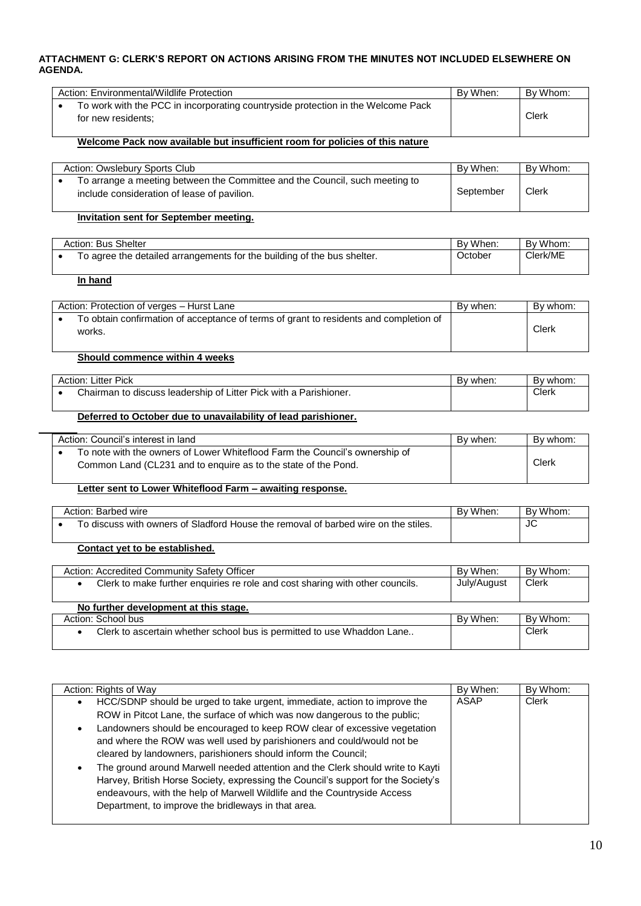**ATTACHMENT G: CLERK'S REPORT ON ACTIONS ARISING FROM THE MINUTES NOT INCLUDED ELSEWHERE ON AGENDA.**

| Action: Environmental/Wildlife Protection | By When: | By Whom: |
|---|---|---|
| • To work with the PCC in incorporating countryside protection in the Welcome Pack for new residents; | | Clerk |

**Welcome Pack now available but insufficient room for policies of this nature**

| Action: Owslebury Sports Club | By When: | By Whom: |
|---|---|---|
| • To arrange a meeting between the Committee and the Council, such meeting to include consideration of lease of pavilion. | September | Clerk |

**Invitation sent for September meeting.**

| Action: Bus Shelter | By When: | By Whom: |
|---|---|---|
| • To agree the detailed arrangements for the building of the bus shelter. | October | Clerk/ME |

**In hand**

| Action: Protection of verges – Hurst Lane | By when: | By whom: |
|---|---|---|
| • To obtain confirmation of acceptance of terms of grant to residents and completion of works. | | Clerk |

**Should commence within 4 weeks**

| Action: Litter Pick | By when: | By whom: |
|---|---|---|
| • Chairman to discuss leadership of Litter Pick with a Parishioner. | | Clerk |

**Deferred to October due to unavailability of lead parishioner.**

| Action: Council's interest in land | By when: | By whom: |
|---|---|---|
| • To note with the owners of Lower Whiteflood Farm the Council's ownership of Common Land (CL231 and to enquire as to the state of the Pond. | | Clerk |

**Letter sent to Lower Whiteflood Farm – awaiting response.**

| Action: Barbed wire | By When: | By Whom: |
|---|---|---|
| • To discuss with owners of Sladford House the removal of barbed wire on the stiles. | | JC |

**Contact yet to be established.**

| Action: Accredited Community Safety Officer | By When: | By Whom: |
|---|---|---|
| • Clerk to make further enquiries re role and cost sharing with other councils. | July/August | Clerk |

**No further development at this stage.**

| Action: School bus | By When: | By Whom: |
|---|---|---|
| • Clerk to ascertain whether school bus is permitted to use Whaddon Lane.. | | Clerk |

| Action: Rights of Way | By When: | By Whom: |
|---|---|---|
| • HCC/SDNP should be urged to take urgent, immediate, action to improve the ROW in Pitcot Lane, the surface of which was now dangerous to the public;<br>• Landowners should be encouraged to keep ROW clear of excessive vegetation and where the ROW was well used by parishioners and could/would not be cleared by landowners, parishioners should inform the Council;<br>• The ground around Marwell needed attention and the Clerk should write to Kayti Harvey, British Horse Society, expressing the Council's support for the Society's endeavours, with the help of Marwell Wildlife and the Countryside Access Department, to improve the bridleways in that area. | ASAP | Clerk |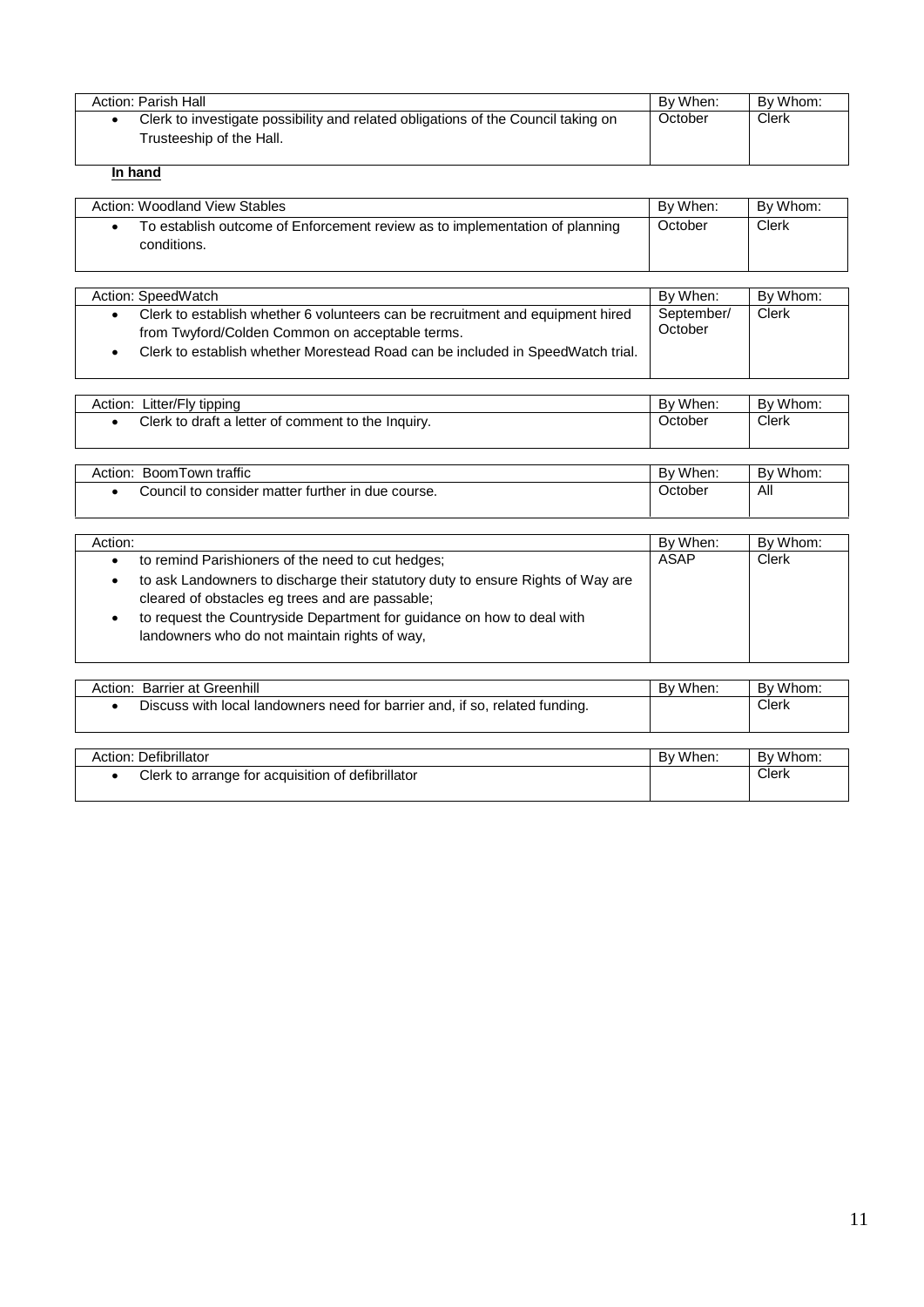| Action: Parish Hall | By When: | By Whom: |
|---|---|---|
| • Clerk to investigate possibility and related obligations of the Council taking on Trusteeship of the Hall. | October | Clerk |

**In hand**

| Action: Woodland View Stables | By When: | By Whom: |
|---|---|---|
| • To establish outcome of Enforcement review as to implementation of planning conditions. | October | Clerk |

| Action: SpeedWatch | By When: | By Whom: |
|---|---|---|
| • Clerk to establish whether 6 volunteers can be recruitment and equipment hired from Twyford/Colden Common on acceptable terms.<br>• Clerk to establish whether Morestead Road can be included in SpeedWatch trial. | September/ October | Clerk |

| Action: Litter/Fly tipping | By When: | By Whom: |
|---|---|---|
| • Clerk to draft a letter of comment to the Inquiry. | October | Clerk |

| Action: BoomTown traffic | By When: | By Whom: |
|---|---|---|
| • Council to consider matter further in due course. | October | All |

| Action: | By When: | By Whom: |
|---|---|---|
| • to remind Parishioners of the need to cut hedges;<br>• to ask Landowners to discharge their statutory duty to ensure Rights of Way are cleared of obstacles eg trees and are passable;<br>• to request the Countryside Department for guidance on how to deal with landowners who do not maintain rights of way, | ASAP | Clerk |

| Action: Barrier at Greenhill | By When: | By Whom: |
|---|---|---|
| • Discuss with local landowners need for barrier and, if so, related funding. | | Clerk |

| Action: Defibrillator | By When: | By Whom: |
|---|---|---|
| • Clerk to arrange for acquisition of defibrillator | | Clerk |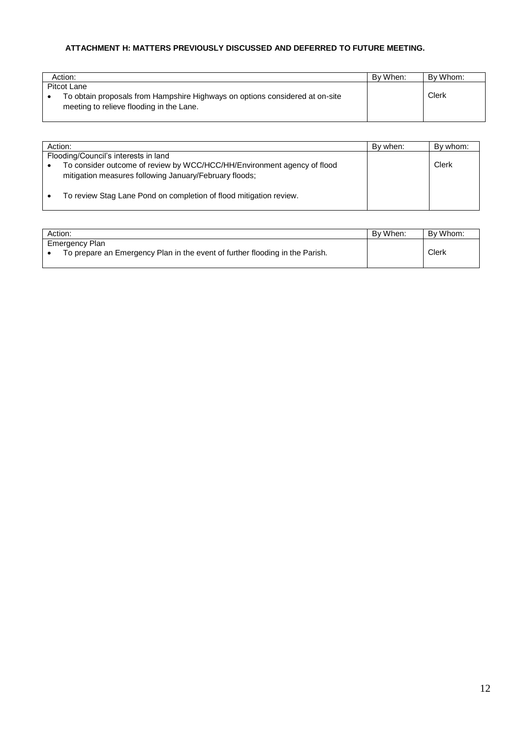**ATTACHMENT H: MATTERS PREVIOUSLY DISCUSSED AND DEFERRED TO FUTURE MEETING.**

| Action: | By When: | By Whom: |
|---|---|---|
| Pitcot Lane<br>• To obtain proposals from Hampshire Highways on options considered at on-site meeting to relieve flooding in the Lane. | | Clerk |

| Action: | By when: | By whom: |
|---|---|---|
| Flooding/Council's interests in land<br>• To consider outcome of review by WCC/HCC/HH/Environment agency of flood mitigation measures following January/February floods;<br>• To review Stag Lane Pond on completion of flood mitigation review. | | Clerk |

| Action: | By When: | By Whom: |
|---|---|---|
| Emergency Plan<br>• To prepare an Emergency Plan in the event of further flooding in the Parish. | | Clerk |